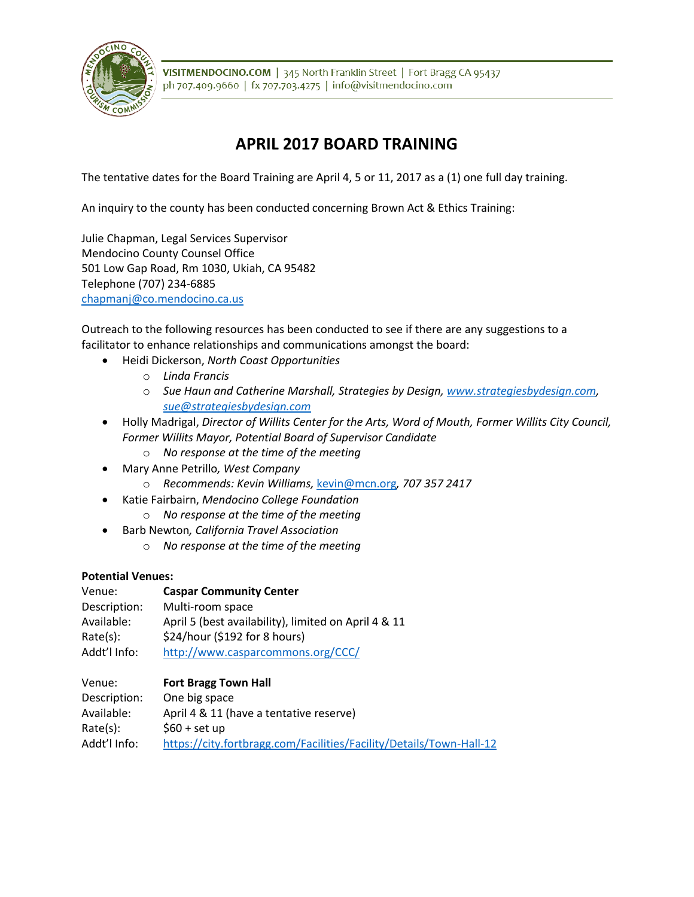VISITMENDOCINO.COM | 345 North Franklin Street | Fort Bragg CA 95437
ph 707.409.9660 | fx 707.703.4275 | info@visitmendocino.com

# APRIL 2017 BOARD TRAINING

The tentative dates for the Board Training are April 4, 5 or 11, 2017 as a (1) one full day training.

An inquiry to the county has been conducted concerning Brown Act & Ethics Training:

Julie Chapman, Legal Services Supervisor
Mendocino County Counsel Office
501 Low Gap Road, Rm 1030, Ukiah, CA 95482
Telephone (707) 234-6885
chapmanj@co.mendocino.ca.us

Outreach to the following resources has been conducted to see if there are any suggestions to a facilitator to enhance relationships and communications amongst the board:

- Heidi Dickerson, *North Coast Opportunities*
  - *Linda Francis*
  - *Sue Haun and Catherine Marshall, Strategies by Design, www.strategiesbydesign.com, sue@strategiesbydesign.com*
- Holly Madrigal, *Director of Willits Center for the Arts, Word of Mouth, Former Willits City Council, Former Willits Mayor, Potential Board of Supervisor Candidate*
  - *No response at the time of the meeting*
- Mary Anne Petrillo, *West Company*
  - *Recommends: Kevin Williams, kevin@mcn.org, 707 357 2417*
- Katie Fairbairn, *Mendocino College Foundation*
  - *No response at the time of the meeting*
- Barb Newton, *California Travel Association*
  - *No response at the time of the meeting*

**Potential Venues:**

Venue: **Caspar Community Center**
Description: Multi-room space
Available: April 5 (best availability), limited on April 4 & 11
Rate(s): $24/hour ($192 for 8 hours)
Addt'l Info: http://www.casparcommons.org/CCC/

Venue: **Fort Bragg Town Hall**
Description: One big space
Available: April 4 & 11 (have a tentative reserve)
Rate(s): $60 + set up
Addt'l Info: https://city.fortbragg.com/Facilities/Facility/Details/Town-Hall-12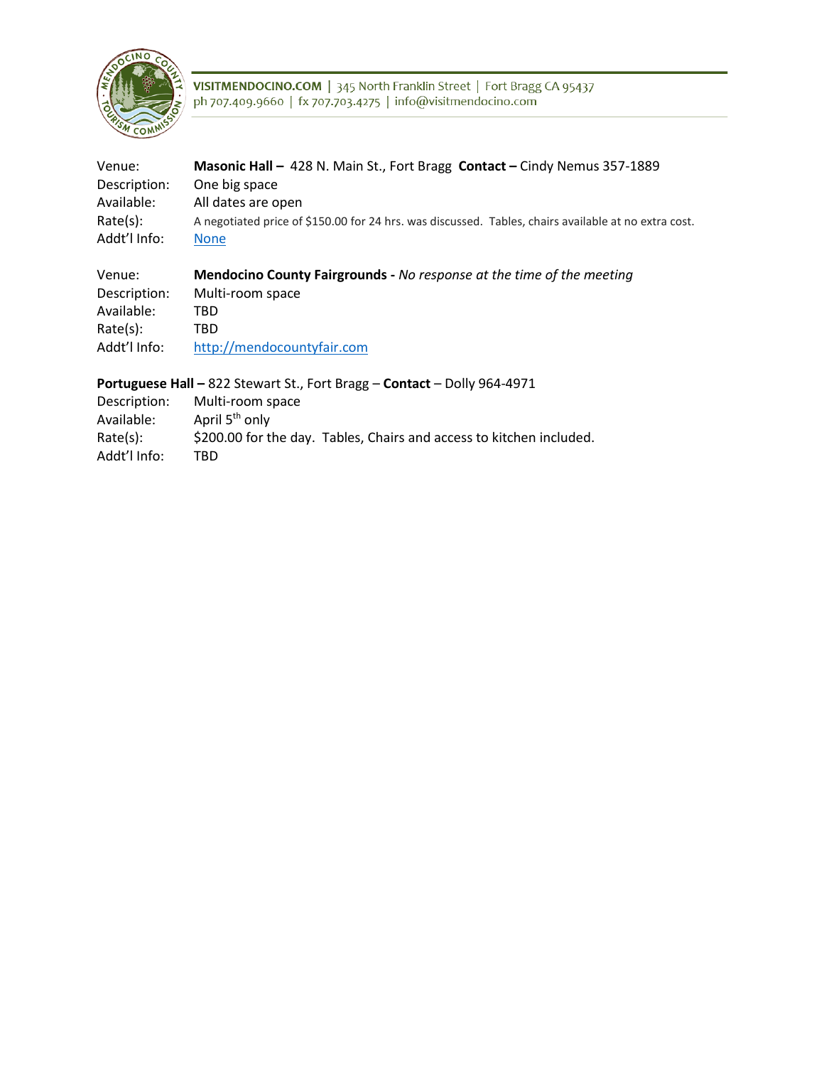VISITMENDOCINO.COM | 345 North Franklin Street | Fort Bragg CA 95437
ph 707.409.9660 | fx 707.703.4275 | info@visitmendocino.com

Venue: **Masonic Hall –** 428 N. Main St., Fort Bragg **Contact –** Cindy Nemus 357-1889
Description: One big space
Available: All dates are open
Rate(s): A negotiated price of $150.00 for 24 hrs. was discussed. Tables, chairs available at no extra cost.
Addt'l Info: None

Venue: **Mendocino County Fairgrounds -** *No response at the time of the meeting*
Description: Multi-room space
Available: TBD
Rate(s): TBD
Addt'l Info: http://mendocountyfair.com

**Portuguese Hall –** 822 Stewart St., Fort Bragg – **Contact** – Dolly 964-4971
Description: Multi-room space
Available: April 5th only
Rate(s): $200.00 for the day. Tables, Chairs and access to kitchen included.
Addt'l Info: TBD